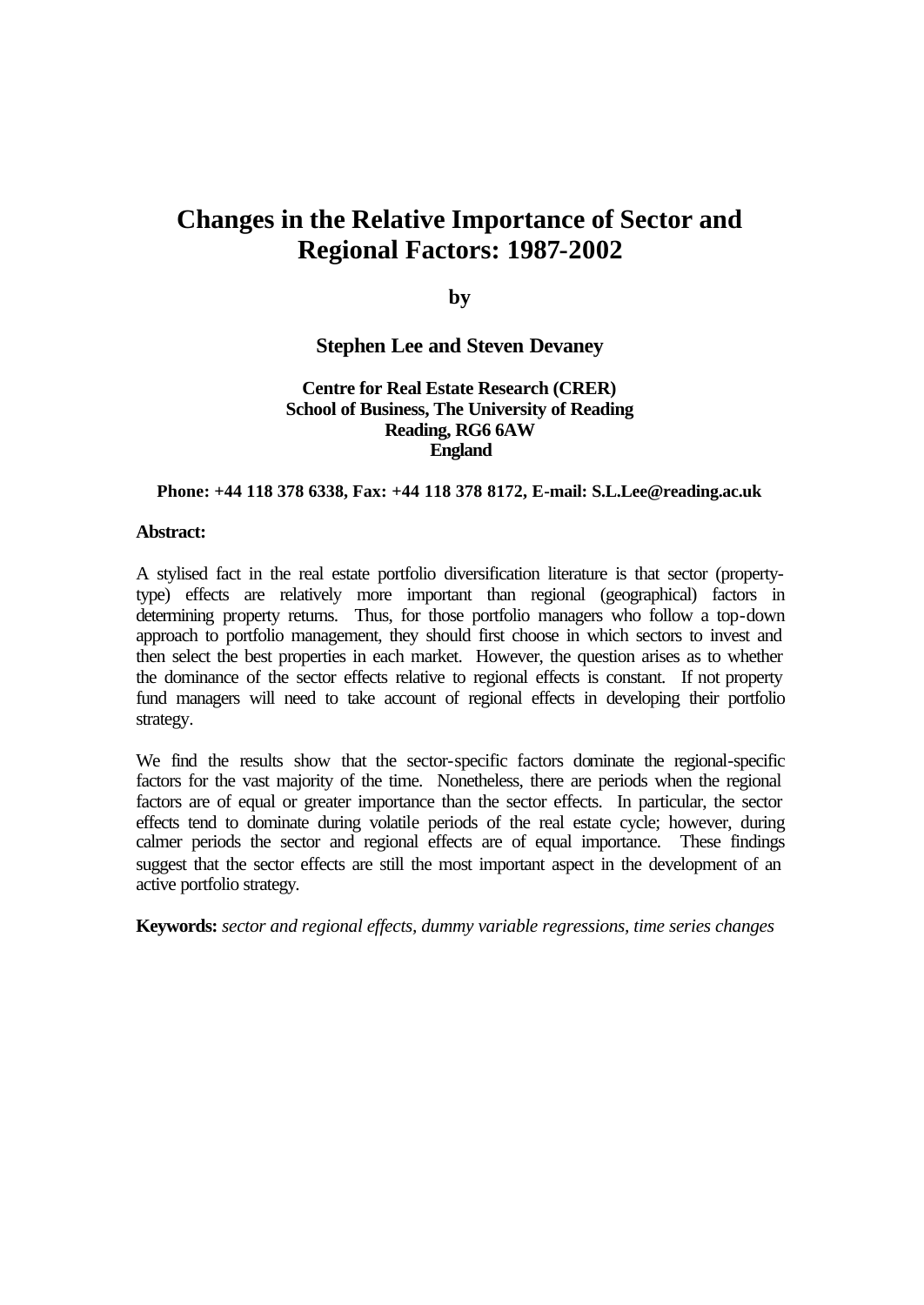# Changes in the Relative Importance of Sector and Regional Factors: 1987-2002

**by**

**Stephen Lee and Steven Devaney**

**Centre for Real Estate Research (CRER)**
**School of Business, The University of Reading**
**Reading, RG6 6AW**
**England**

**Phone: +44 118 378 6338, Fax: +44 118 378 8172, E-mail: S.L.Lee@reading.ac.uk**

**Abstract:**

A stylised fact in the real estate portfolio diversification literature is that sector (property-type) effects are relatively more important than regional (geographical) factors in determining property returns. Thus, for those portfolio managers who follow a top-down approach to portfolio management, they should first choose in which sectors to invest and then select the best properties in each market. However, the question arises as to whether the dominance of the sector effects relative to regional effects is constant. If not property fund managers will need to take account of regional effects in developing their portfolio strategy.

We find the results show that the sector-specific factors dominate the regional-specific factors for the vast majority of the time. Nonetheless, there are periods when the regional factors are of equal or greater importance than the sector effects. In particular, the sector effects tend to dominate during volatile periods of the real estate cycle; however, during calmer periods the sector and regional effects are of equal importance. These findings suggest that the sector effects are still the most important aspect in the development of an active portfolio strategy.

**Keywords:** *sector and regional effects, dummy variable regressions, time series changes*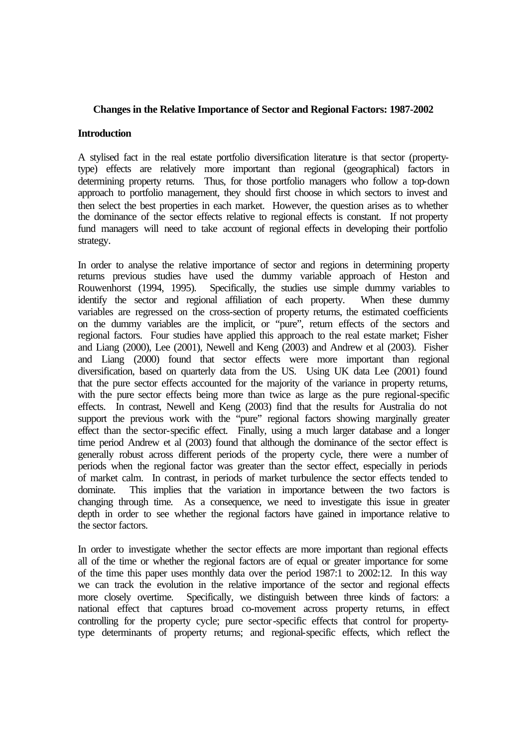**Changes in the Relative Importance of Sector and Regional Factors: 1987-2002**

**Introduction**

A stylised fact in the real estate portfolio diversification literature is that sector (property-type) effects are relatively more important than regional (geographical) factors in determining property returns. Thus, for those portfolio managers who follow a top-down approach to portfolio management, they should first choose in which sectors to invest and then select the best properties in each market. However, the question arises as to whether the dominance of the sector effects relative to regional effects is constant. If not property fund managers will need to take account of regional effects in developing their portfolio strategy.

In order to analyse the relative importance of sector and regions in determining property returns previous studies have used the dummy variable approach of Heston and Rouwenhorst (1994, 1995). Specifically, the studies use simple dummy variables to identify the sector and regional affiliation of each property. When these dummy variables are regressed on the cross-section of property returns, the estimated coefficients on the dummy variables are the implicit, or "pure", return effects of the sectors and regional factors. Four studies have applied this approach to the real estate market; Fisher and Liang (2000), Lee (2001), Newell and Keng (2003) and Andrew et al (2003). Fisher and Liang (2000) found that sector effects were more important than regional diversification, based on quarterly data from the US. Using UK data Lee (2001) found that the pure sector effects accounted for the majority of the variance in property returns, with the pure sector effects being more than twice as large as the pure regional-specific effects. In contrast, Newell and Keng (2003) find that the results for Australia do not support the previous work with the "pure" regional factors showing marginally greater effect than the sector-specific effect. Finally, using a much larger database and a longer time period Andrew et al (2003) found that although the dominance of the sector effect is generally robust across different periods of the property cycle, there were a number of periods when the regional factor was greater than the sector effect, especially in periods of market calm. In contrast, in periods of market turbulence the sector effects tended to dominate. This implies that the variation in importance between the two factors is changing through time. As a consequence, we need to investigate this issue in greater depth in order to see whether the regional factors have gained in importance relative to the sector factors.

In order to investigate whether the sector effects are more important than regional effects all of the time or whether the regional factors are of equal or greater importance for some of the time this paper uses monthly data over the period 1987:1 to 2002:12. In this way we can track the evolution in the relative importance of the sector and regional effects more closely overtime. Specifically, we distinguish between three kinds of factors: a national effect that captures broad co-movement across property returns, in effect controlling for the property cycle; pure sector-specific effects that control for property-type determinants of property returns; and regional-specific effects, which reflect the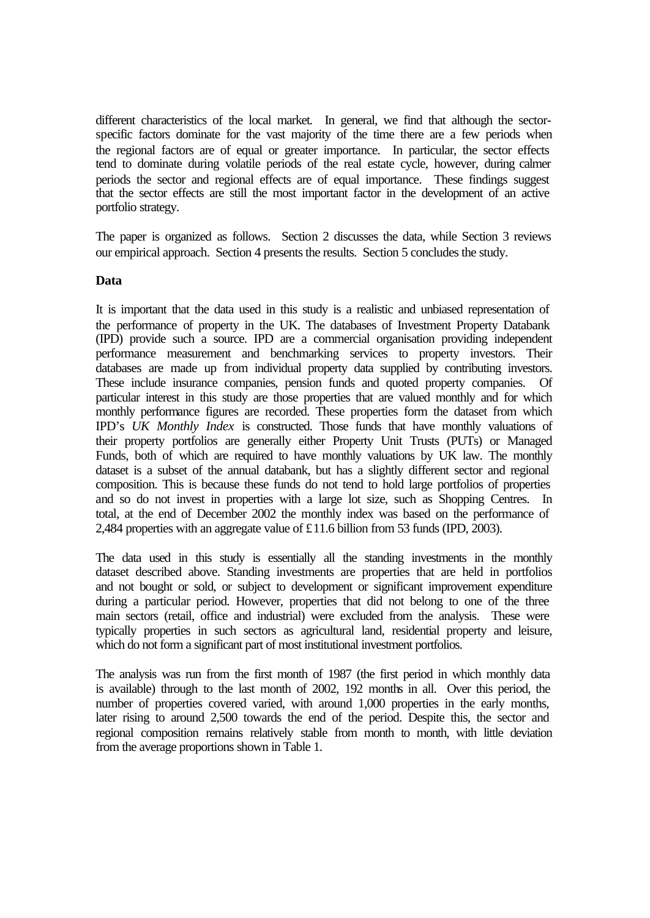different characteristics of the local market. In general, we find that although the sector-specific factors dominate for the vast majority of the time there are a few periods when the regional factors are of equal or greater importance. In particular, the sector effects tend to dominate during volatile periods of the real estate cycle, however, during calmer periods the sector and regional effects are of equal importance. These findings suggest that the sector effects are still the most important factor in the development of an active portfolio strategy.

The paper is organized as follows. Section 2 discusses the data, while Section 3 reviews our empirical approach. Section 4 presents the results. Section 5 concludes the study.

## Data

It is important that the data used in this study is a realistic and unbiased representation of the performance of property in the UK. The databases of Investment Property Databank (IPD) provide such a source. IPD are a commercial organisation providing independent performance measurement and benchmarking services to property investors. Their databases are made up from individual property data supplied by contributing investors. These include insurance companies, pension funds and quoted property companies. Of particular interest in this study are those properties that are valued monthly and for which monthly performance figures are recorded. These properties form the dataset from which IPD's *UK Monthly Index* is constructed. Those funds that have monthly valuations of their property portfolios are generally either Property Unit Trusts (PUTs) or Managed Funds, both of which are required to have monthly valuations by UK law. The monthly dataset is a subset of the annual databank, but has a slightly different sector and regional composition. This is because these funds do not tend to hold large portfolios of properties and so do not invest in properties with a large lot size, such as Shopping Centres. In total, at the end of December 2002 the monthly index was based on the performance of 2,484 properties with an aggregate value of £11.6 billion from 53 funds (IPD, 2003).

The data used in this study is essentially all the standing investments in the monthly dataset described above. Standing investments are properties that are held in portfolios and not bought or sold, or subject to development or significant improvement expenditure during a particular period. However, properties that did not belong to one of the three main sectors (retail, office and industrial) were excluded from the analysis. These were typically properties in such sectors as agricultural land, residential property and leisure, which do not form a significant part of most institutional investment portfolios.

The analysis was run from the first month of 1987 (the first period in which monthly data is available) through to the last month of 2002, 192 months in all. Over this period, the number of properties covered varied, with around 1,000 properties in the early months, later rising to around 2,500 towards the end of the period. Despite this, the sector and regional composition remains relatively stable from month to month, with little deviation from the average proportions shown in Table 1.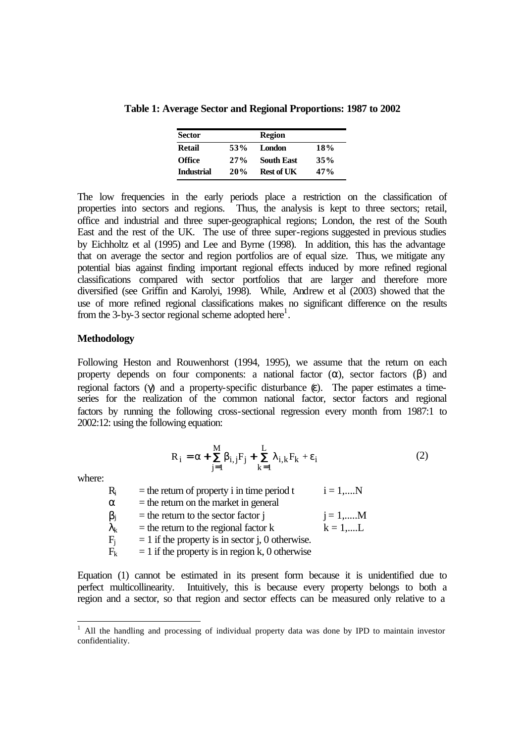**Table 1: Average Sector and Regional Proportions: 1987 to 2002**

| Sector | | Region | |
|---|---|---|---|
| **Retail** | **53%** | **London** | **18%** |
| **Office** | **27%** | **South East** | **35%** |
| **Industrial** | **20%** | **Rest of UK** | **47%** |

The low frequencies in the early periods place a restriction on the classification of properties into sectors and regions. Thus, the analysis is kept to three sectors; retail, office and industrial and three super-geographical regions; London, the rest of the South East and the rest of the UK. The use of three super-regions suggested in previous studies by Eichholtz et al (1995) and Lee and Byrne (1998). In addition, this has the advantage that on average the sector and region portfolios are of equal size. Thus, we mitigate any potential bias against finding important regional effects induced by more refined regional classifications compared with sector portfolios that are larger and therefore more diversified (see Griffin and Karolyi, 1998). While, Andrew et al (2003) showed that the use of more refined regional classifications makes no significant difference on the results from the 3-by-3 sector regional scheme adopted here[1].

## Methodology

Following Heston and Rouwenhorst (1994, 1995), we assume that the return on each property depends on four components: a national factor ($\alpha$), sector factors ($\beta$) and regional factors ($\gamma$) and a property-specific disturbance ($\varepsilon$). The paper estimates a time-series for the realization of the common national factor, sector factors and regional factors by running the following cross-sectional regression every month from 1987:1 to 2002:12: using the following equation:

$$R_i = \alpha + \sum_{j=1}^{M} \beta_{i,j} F_j + \sum_{k=1}^{L} \lambda_{i,k} F_k + \varepsilon_i \tag{2}$$

where:

| | | |
|---|---|---|
| $R_i$ | = the return of property i in time period t | $i = 1,....N$ |
| $\alpha$ | = the return on the market in general | |
| $\beta_j$ | = the return to the sector factor j | $j = 1,.....M$ |
| $\lambda_k$ | = the return to the regional factor k | $k = 1,....L$ |
| $F_j$ | = 1 if the property is in sector j, 0 otherwise. | |
| $F_k$ | = 1 if the property is in region k, 0 otherwise | |

Equation (1) cannot be estimated in its present form because it is unidentified due to perfect multicollinearity. Intuitively, this is because every property belongs to both a region and a sector, so that region and sector effects can be measured only relative to a

[1] All the handling and processing of individual property data was done by IPD to maintain investor confidentiality.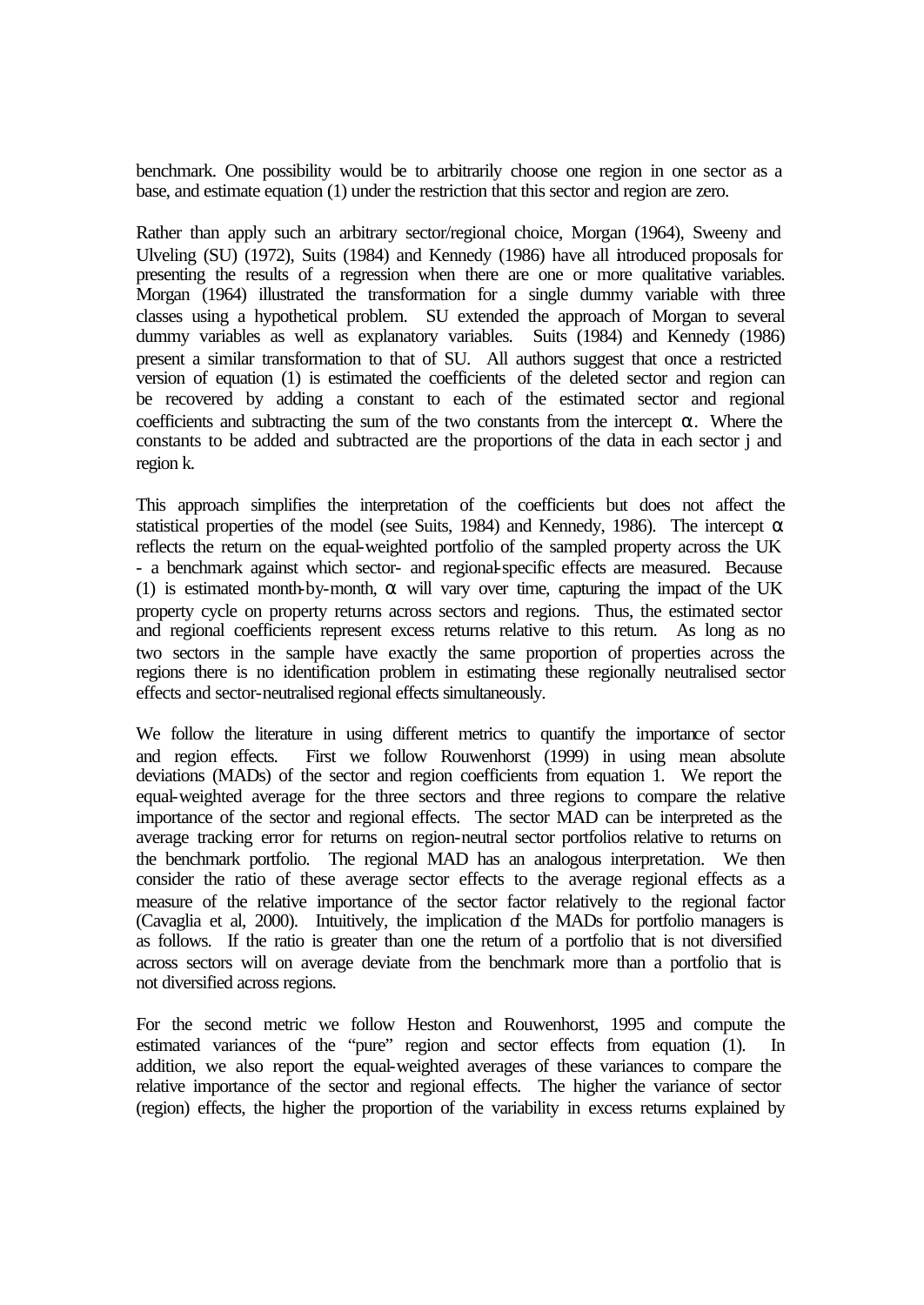benchmark. One possibility would be to arbitrarily choose one region in one sector as a base, and estimate equation (1) under the restriction that this sector and region are zero.

Rather than apply such an arbitrary sector/regional choice, Morgan (1964), Sweeny and Ulveling (SU) (1972), Suits (1984) and Kennedy (1986) have all introduced proposals for presenting the results of a regression when there are one or more qualitative variables. Morgan (1964) illustrated the transformation for a single dummy variable with three classes using a hypothetical problem. SU extended the approach of Morgan to several dummy variables as well as explanatory variables. Suits (1984) and Kennedy (1986) present a similar transformation to that of SU. All authors suggest that once a restricted version of equation (1) is estimated the coefficients of the deleted sector and region can be recovered by adding a constant to each of the estimated sector and regional coefficients and subtracting the sum of the two constants from the intercept $\alpha$. Where the constants to be added and subtracted are the proportions of the data in each sector j and region k.

This approach simplifies the interpretation of the coefficients but does not affect the statistical properties of the model (see Suits, 1984) and Kennedy, 1986). The intercept $\alpha$ reflects the return on the equal-weighted portfolio of the sampled property across the UK - a benchmark against which sector- and regional-specific effects are measured. Because (1) is estimated month-by-month, $\alpha$ will vary over time, capturing the impact of the UK property cycle on property returns across sectors and regions. Thus, the estimated sector and regional coefficients represent excess returns relative to this return. As long as no two sectors in the sample have exactly the same proportion of properties across the regions there is no identification problem in estimating these regionally neutralised sector effects and sector-neutralised regional effects simultaneously.

We follow the literature in using different metrics to quantify the importance of sector and region effects. First we follow Rouwenhorst (1999) in using mean absolute deviations (MADs) of the sector and region coefficients from equation 1. We report the equal-weighted average for the three sectors and three regions to compare the relative importance of the sector and regional effects. The sector MAD can be interpreted as the average tracking error for returns on region-neutral sector portfolios relative to returns on the benchmark portfolio. The regional MAD has an analogous interpretation. We then consider the ratio of these average sector effects to the average regional effects as a measure of the relative importance of the sector factor relatively to the regional factor (Cavaglia et al, 2000). Intuitively, the implication of the MADs for portfolio managers is as follows. If the ratio is greater than one the return of a portfolio that is not diversified across sectors will on average deviate from the benchmark more than a portfolio that is not diversified across regions.

For the second metric we follow Heston and Rouwenhorst, 1995 and compute the estimated variances of the "pure" region and sector effects from equation (1). In addition, we also report the equal-weighted averages of these variances to compare the relative importance of the sector and regional effects. The higher the variance of sector (region) effects, the higher the proportion of the variability in excess returns explained by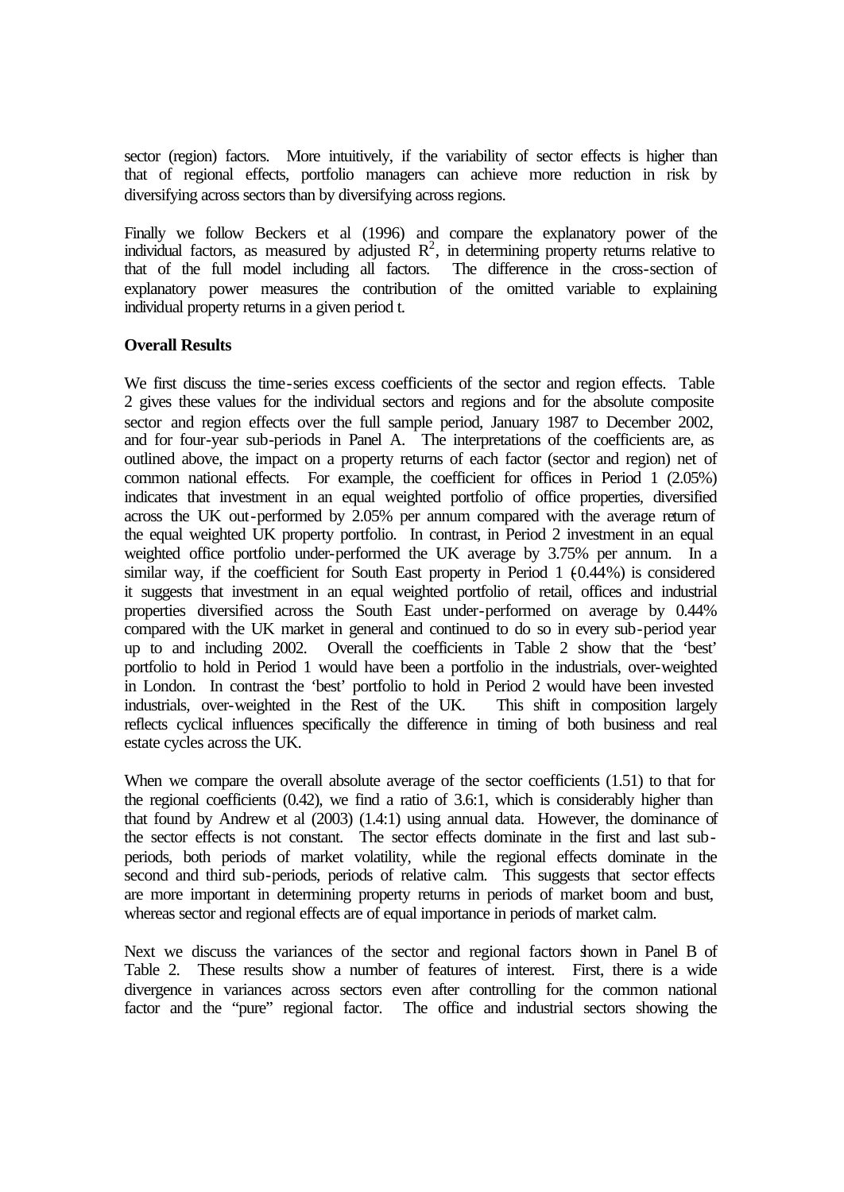sector (region) factors. More intuitively, if the variability of sector effects is higher than that of regional effects, portfolio managers can achieve more reduction in risk by diversifying across sectors than by diversifying across regions.

Finally we follow Beckers et al (1996) and compare the explanatory power of the individual factors, as measured by adjusted $R^2$, in determining property returns relative to that of the full model including all factors. The difference in the cross-section of explanatory power measures the contribution of the omitted variable to explaining individual property returns in a given period t.

**Overall Results**

We first discuss the time-series excess coefficients of the sector and region effects. Table 2 gives these values for the individual sectors and regions and for the absolute composite sector and region effects over the full sample period, January 1987 to December 2002, and for four-year sub-periods in Panel A. The interpretations of the coefficients are, as outlined above, the impact on a property returns of each factor (sector and region) net of common national effects. For example, the coefficient for offices in Period 1 (2.05%) indicates that investment in an equal weighted portfolio of office properties, diversified across the UK out-performed by 2.05% per annum compared with the average return of the equal weighted UK property portfolio. In contrast, in Period 2 investment in an equal weighted office portfolio under-performed the UK average by 3.75% per annum. In a similar way, if the coefficient for South East property in Period 1 (-0.44%) is considered it suggests that investment in an equal weighted portfolio of retail, offices and industrial properties diversified across the South East under-performed on average by 0.44% compared with the UK market in general and continued to do so in every sub-period year up to and including 2002. Overall the coefficients in Table 2 show that the 'best' portfolio to hold in Period 1 would have been a portfolio in the industrials, over-weighted in London. In contrast the 'best' portfolio to hold in Period 2 would have been invested industrials, over-weighted in the Rest of the UK. This shift in composition largely reflects cyclical influences specifically the difference in timing of both business and real estate cycles across the UK.

When we compare the overall absolute average of the sector coefficients (1.51) to that for the regional coefficients (0.42), we find a ratio of 3.6:1, which is considerably higher than that found by Andrew et al (2003) (1.4:1) using annual data. However, the dominance of the sector effects is not constant. The sector effects dominate in the first and last sub-periods, both periods of market volatility, while the regional effects dominate in the second and third sub-periods, periods of relative calm. This suggests that sector effects are more important in determining property returns in periods of market boom and bust, whereas sector and regional effects are of equal importance in periods of market calm.

Next we discuss the variances of the sector and regional factors shown in Panel B of Table 2. These results show a number of features of interest. First, there is a wide divergence in variances across sectors even after controlling for the common national factor and the "pure" regional factor. The office and industrial sectors showing the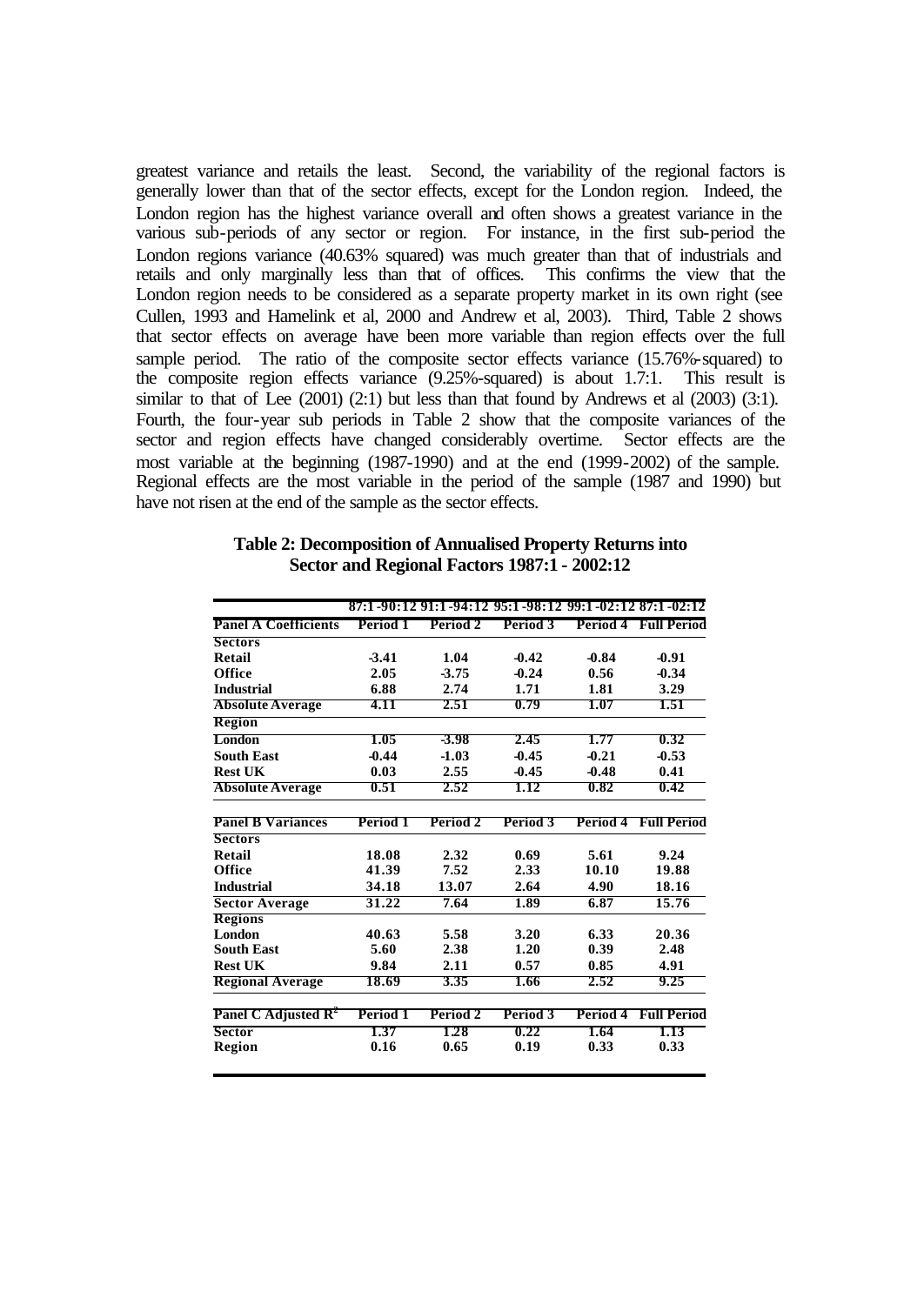greatest variance and retails the least. Second, the variability of the regional factors is generally lower than that of the sector effects, except for the London region. Indeed, the London region has the highest variance overall and often shows a greatest variance in the various sub-periods of any sector or region. For instance, in the first sub-period the London regions variance (40.63% squared) was much greater than that of industrials and retails and only marginally less than that of offices. This confirms the view that the London region needs to be considered as a separate property market in its own right (see Cullen, 1993 and Hamelink et al, 2000 and Andrew et al, 2003). Third, Table 2 shows that sector effects on average have been more variable than region effects over the full sample period. The ratio of the composite sector effects variance (15.76%-squared) to the composite region effects variance (9.25%-squared) is about 1.7:1. This result is similar to that of Lee (2001) (2:1) but less than that found by Andrews et al (2003) (3:1). Fourth, the four-year sub periods in Table 2 show that the composite variances of the sector and region effects have changed considerably overtime. Sector effects are the most variable at the beginning (1987-1990) and at the end (1999-2002) of the sample. Regional effects are the most variable in the period of the sample (1987 and 1990) but have not risen at the end of the sample as the sector effects.

**Table 2: Decomposition of Annualised Property Returns into Sector and Regional Factors 1987:1 - 2002:12**

| | 87:1-90:12 | 91:1-94:12 | 95:1-98:12 | 99:1-02:12 | 87:1-02:12 |
|---|---|---|---|---|---|
| **Panel A Coefficients** | **Period 1** | **Period 2** | **Period 3** | **Period 4** | **Full Period** |
| **Sectors** | | | | | |
| **Retail** | -3.41 | 1.04 | -0.42 | -0.84 | -0.91 |
| **Office** | 2.05 | -3.75 | -0.24 | 0.56 | -0.34 |
| **Industrial** | 6.88 | 2.74 | 1.71 | 1.81 | 3.29 |
| **Absolute Average** | 4.11 | 2.51 | 0.79 | 1.07 | 1.51 |
| **Region** | | | | | |
| **London** | 1.05 | -3.98 | 2.45 | 1.77 | 0.32 |
| **South East** | -0.44 | -1.03 | -0.45 | -0.21 | -0.53 |
| **Rest UK** | 0.03 | 2.55 | -0.45 | -0.48 | 0.41 |
| **Absolute Average** | 0.51 | 2.52 | 1.12 | 0.82 | 0.42 |
| **Panel B Variances** | **Period 1** | **Period 2** | **Period 3** | **Period 4** | **Full Period** |
| **Sectors** | | | | | |
| **Retail** | 18.08 | 2.32 | 0.69 | 5.61 | 9.24 |
| **Office** | 41.39 | 7.52 | 2.33 | 10.10 | 19.88 |
| **Industrial** | 34.18 | 13.07 | 2.64 | 4.90 | 18.16 |
| **Sector Average** | 31.22 | 7.64 | 1.89 | 6.87 | 15.76 |
| **Regions** | | | | | |
| **London** | 40.63 | 5.58 | 3.20 | 6.33 | 20.36 |
| **South East** | 5.60 | 2.38 | 1.20 | 0.39 | 2.48 |
| **Rest UK** | 9.84 | 2.11 | 0.57 | 0.85 | 4.91 |
| **Regional Average** | 18.69 | 3.35 | 1.66 | 2.52 | 9.25 |
| **Panel C Adjusted $R^2$** | **Period 1** | **Period 2** | **Period 3** | **Period 4** | **Full Period** |
| **Sector** | 1.37 | 1.28 | 0.22 | 1.64 | 1.13 |
| **Region** | 0.16 | 0.65 | 0.19 | 0.33 | 0.33 |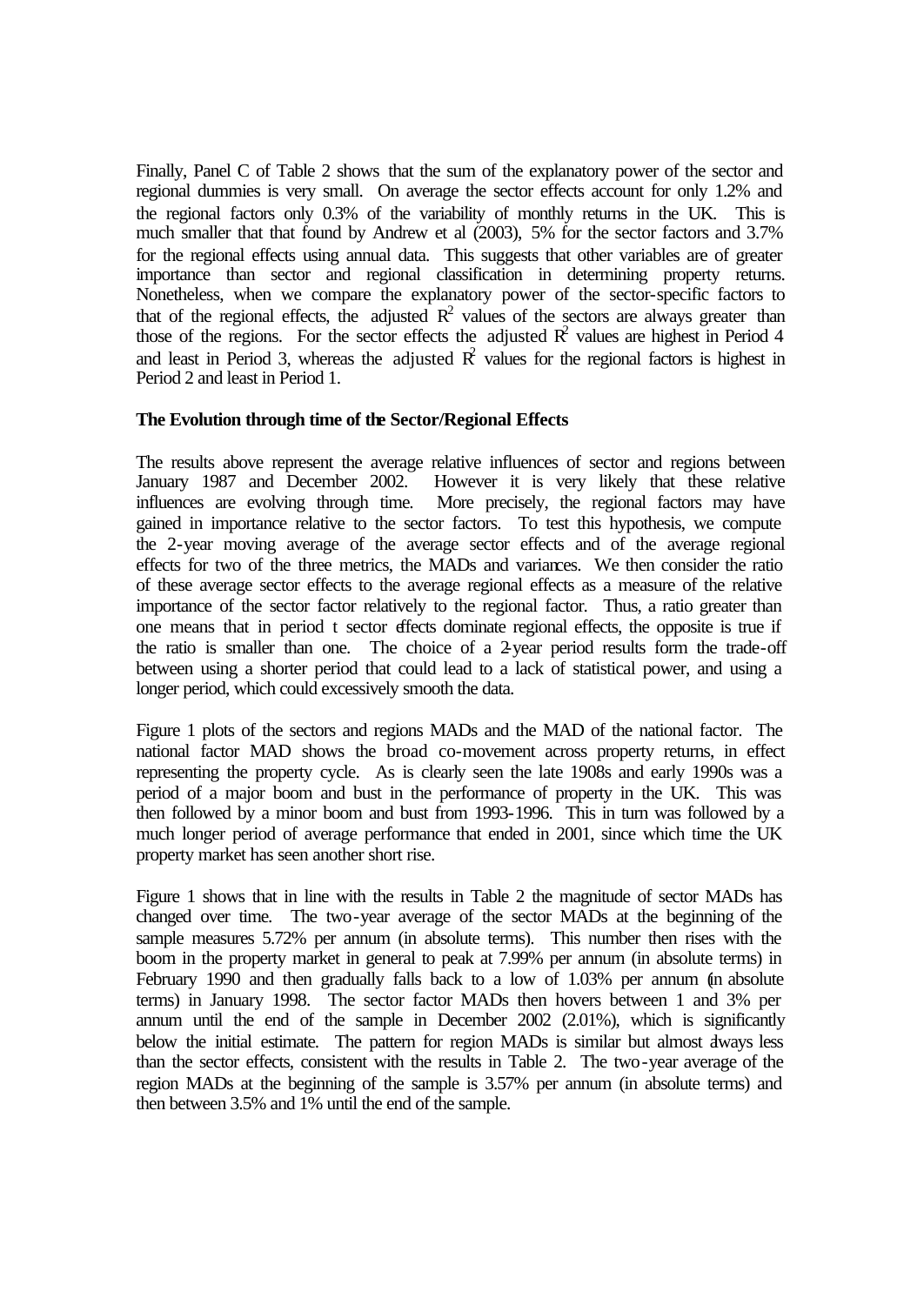Finally, Panel C of Table 2 shows that the sum of the explanatory power of the sector and regional dummies is very small. On average the sector effects account for only 1.2% and the regional factors only 0.3% of the variability of monthly returns in the UK. This is much smaller that that found by Andrew et al (2003), 5% for the sector factors and 3.7% for the regional effects using annual data. This suggests that other variables are of greater importance than sector and regional classification in determining property returns. Nonetheless, when we compare the explanatory power of the sector-specific factors to that of the regional effects, the adjusted $R^2$ values of the sectors are always greater than those of the regions. For the sector effects the adjusted $R^2$ values are highest in Period 4 and least in Period 3, whereas the adjusted $R^2$ values for the regional factors is highest in Period 2 and least in Period 1.

**The Evolution through time of the Sector/Regional Effects**

The results above represent the average relative influences of sector and regions between January 1987 and December 2002. However it is very likely that these relative influences are evolving through time. More precisely, the regional factors may have gained in importance relative to the sector factors. To test this hypothesis, we compute the 2-year moving average of the average sector effects and of the average regional effects for two of the three metrics, the MADs and variances. We then consider the ratio of these average sector effects to the average regional effects as a measure of the relative importance of the sector factor relatively to the regional factor. Thus, a ratio greater than one means that in period t sector effects dominate regional effects, the opposite is true if the ratio is smaller than one. The choice of a 2-year period results form the trade-off between using a shorter period that could lead to a lack of statistical power, and using a longer period, which could excessively smooth the data.

Figure 1 plots of the sectors and regions MADs and the MAD of the national factor. The national factor MAD shows the broad co-movement across property returns, in effect representing the property cycle. As is clearly seen the late 1908s and early 1990s was a period of a major boom and bust in the performance of property in the UK. This was then followed by a minor boom and bust from 1993-1996. This in turn was followed by a much longer period of average performance that ended in 2001, since which time the UK property market has seen another short rise.

Figure 1 shows that in line with the results in Table 2 the magnitude of sector MADs has changed over time. The two-year average of the sector MADs at the beginning of the sample measures 5.72% per annum (in absolute terms). This number then rises with the boom in the property market in general to peak at 7.99% per annum (in absolute terms) in February 1990 and then gradually falls back to a low of 1.03% per annum (in absolute terms) in January 1998. The sector factor MADs then hovers between 1 and 3% per annum until the end of the sample in December 2002 (2.01%), which is significantly below the initial estimate. The pattern for region MADs is similar but almost always less than the sector effects, consistent with the results in Table 2. The two-year average of the region MADs at the beginning of the sample is 3.57% per annum (in absolute terms) and then between 3.5% and 1% until the end of the sample.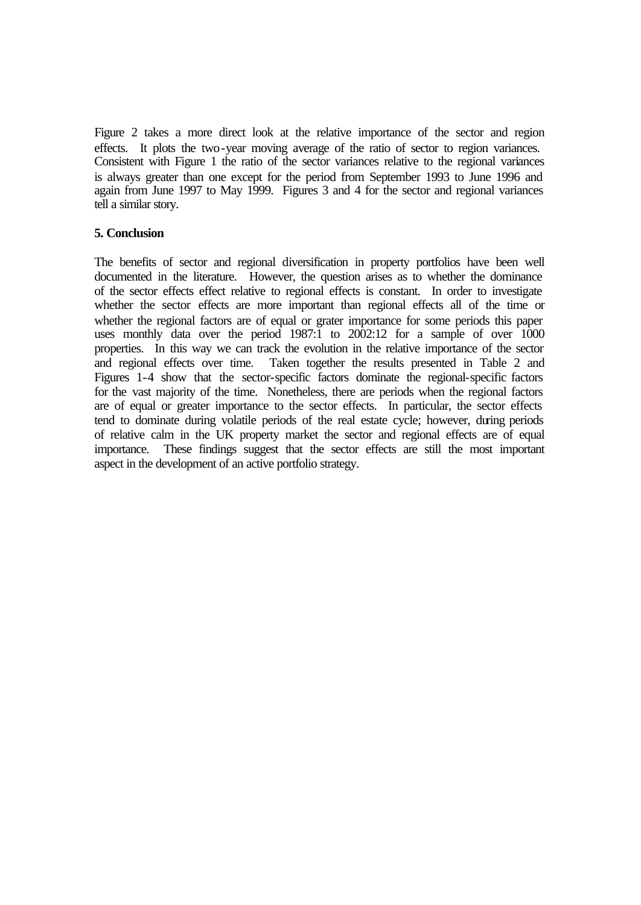Figure 2 takes a more direct look at the relative importance of the sector and region effects. It plots the two-year moving average of the ratio of sector to region variances. Consistent with Figure 1 the ratio of the sector variances relative to the regional variances is always greater than one except for the period from September 1993 to June 1996 and again from June 1997 to May 1999. Figures 3 and 4 for the sector and regional variances tell a similar story.

## 5. Conclusion

The benefits of sector and regional diversification in property portfolios have been well documented in the literature. However, the question arises as to whether the dominance of the sector effects effect relative to regional effects is constant. In order to investigate whether the sector effects are more important than regional effects all of the time or whether the regional factors are of equal or grater importance for some periods this paper uses monthly data over the period 1987:1 to 2002:12 for a sample of over 1000 properties. In this way we can track the evolution in the relative importance of the sector and regional effects over time. Taken together the results presented in Table 2 and Figures 1-4 show that the sector-specific factors dominate the regional-specific factors for the vast majority of the time. Nonetheless, there are periods when the regional factors are of equal or greater importance to the sector effects. In particular, the sector effects tend to dominate during volatile periods of the real estate cycle; however, during periods of relative calm in the UK property market the sector and regional effects are of equal importance. These findings suggest that the sector effects are still the most important aspect in the development of an active portfolio strategy.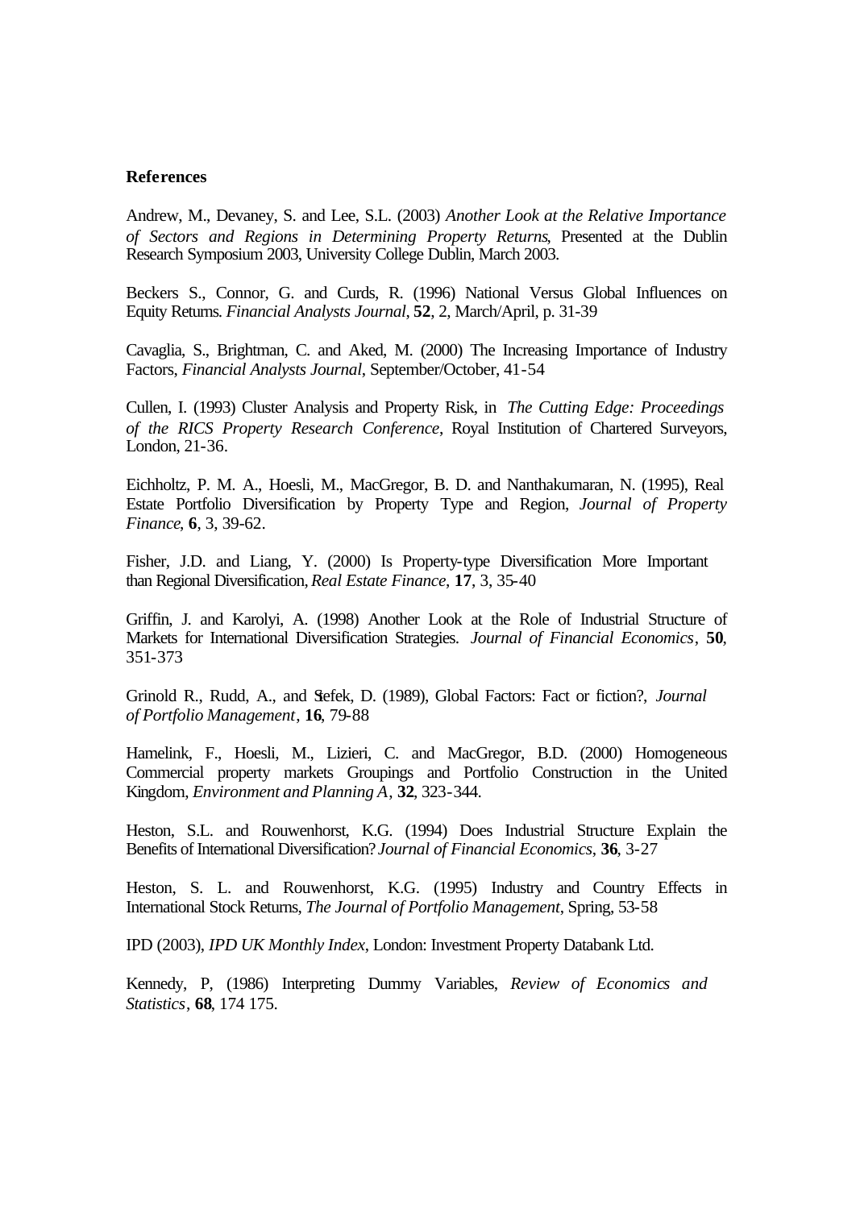**References**

Andrew, M., Devaney, S. and Lee, S.L. (2003) *Another Look at the Relative Importance of Sectors and Regions in Determining Property Returns*, Presented at the Dublin Research Symposium 2003, University College Dublin, March 2003.

Beckers S., Connor, G. and Curds, R. (1996) National Versus Global Influences on Equity Returns. *Financial Analysts Journal*, **52**, 2, March/April, p. 31-39

Cavaglia, S., Brightman, C. and Aked, M. (2000) The Increasing Importance of Industry Factors, *Financial Analysts Journal*, September/October, 41-54

Cullen, I. (1993) Cluster Analysis and Property Risk, in *The Cutting Edge: Proceedings of the RICS Property Research Conference*, Royal Institution of Chartered Surveyors, London, 21-36.

Eichholtz, P. M. A., Hoesli, M., MacGregor, B. D. and Nanthakumaran, N. (1995), Real Estate Portfolio Diversification by Property Type and Region, *Journal of Property Finance*, **6**, 3, 39-62.

Fisher, J.D. and Liang, Y. (2000) Is Property-type Diversification More Important than Regional Diversification, *Real Estate Finance*, **17**, 3, 35-40

Griffin, J. and Karolyi, A. (1998) Another Look at the Role of Industrial Structure of Markets for International Diversification Strategies. *Journal of Financial Economics*, **50**, 351-373

Grinold R., Rudd, A., and Stefek, D. (1989), Global Factors: Fact or fiction?, *Journal of Portfolio Management*, **16**, 79-88

Hamelink, F., Hoesli, M., Lizieri, C. and MacGregor, B.D. (2000) Homogeneous Commercial property markets Groupings and Portfolio Construction in the United Kingdom, *Environment and Planning A*, **32**, 323-344.

Heston, S.L. and Rouwenhorst, K.G. (1994) Does Industrial Structure Explain the Benefits of International Diversification? *Journal of Financial Economics*, **36**, 3-27

Heston, S. L. and Rouwenhorst, K.G. (1995) Industry and Country Effects in International Stock Returns, *The Journal of Portfolio Management*, Spring, 53-58

IPD (2003), *IPD UK Monthly Index*, London: Investment Property Databank Ltd.

Kennedy, P, (1986) Interpreting Dummy Variables, *Review of Economics and Statistics*, **68**, 174 175.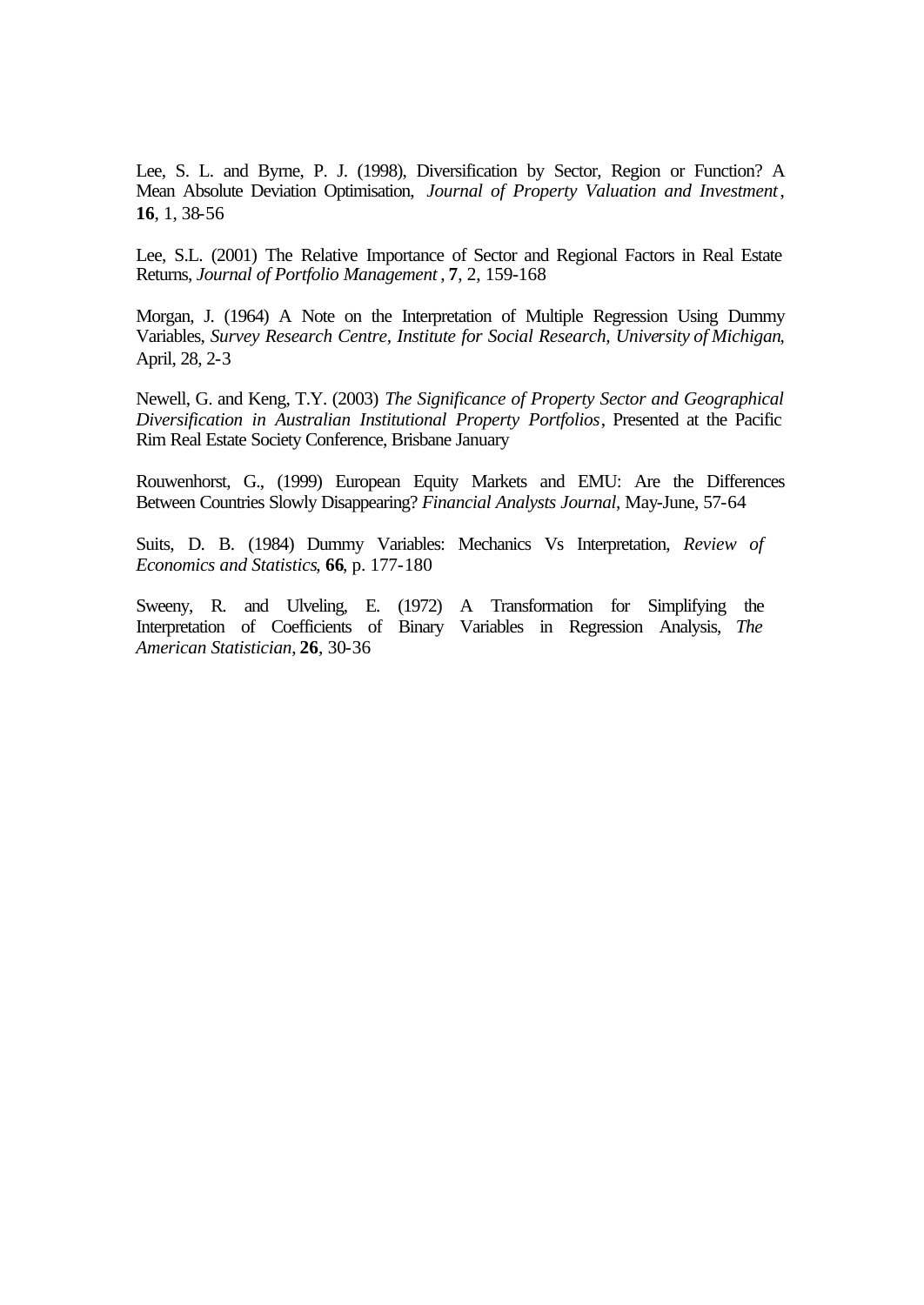Lee, S. L. and Byrne, P. J. (1998), Diversification by Sector, Region or Function? A Mean Absolute Deviation Optimisation, *Journal of Property Valuation and Investment*, **16**, 1, 38-56

Lee, S.L. (2001) The Relative Importance of Sector and Regional Factors in Real Estate Returns, *Journal of Portfolio Management*, **7**, 2, 159-168

Morgan, J. (1964) A Note on the Interpretation of Multiple Regression Using Dummy Variables, *Survey Research Centre, Institute for Social Research, University of Michigan*, April, 28, 2-3

Newell, G. and Keng, T.Y. (2003) *The Significance of Property Sector and Geographical Diversification in Australian Institutional Property Portfolios*, Presented at the Pacific Rim Real Estate Society Conference, Brisbane January

Rouwenhorst, G., (1999) European Equity Markets and EMU: Are the Differences Between Countries Slowly Disappearing? *Financial Analysts Journal*, May-June, 57-64

Suits, D. B. (1984) Dummy Variables: Mechanics Vs Interpretation, *Review of Economics and Statistics*, **66**, p. 177-180

Sweeny, R. and Ulveling, E. (1972) A Transformation for Simplifying the Interpretation of Coefficients of Binary Variables in Regression Analysis, *The American Statistician*, **26**, 30-36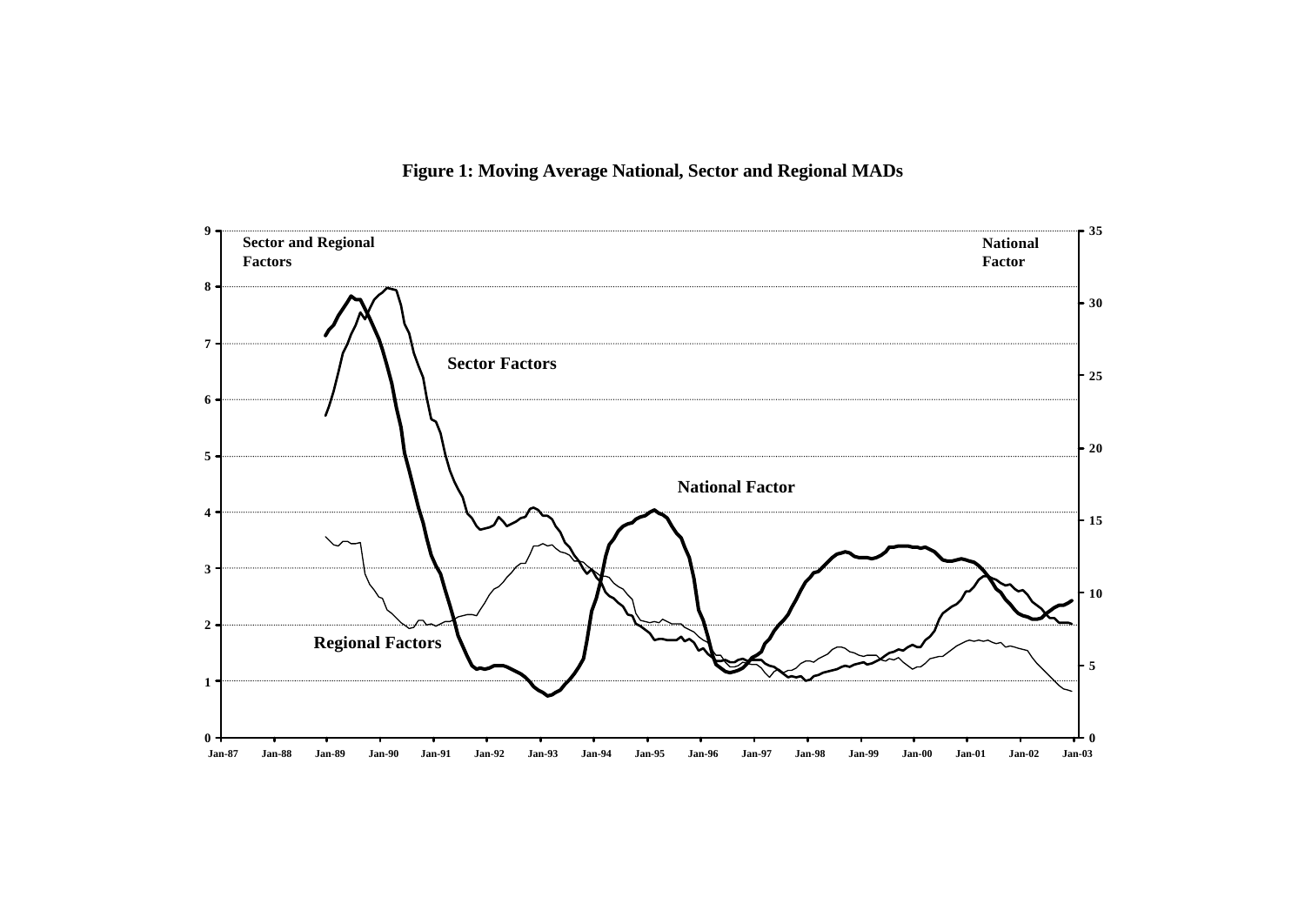**Figure 1: Moving Average National, Sector and Regional MADs**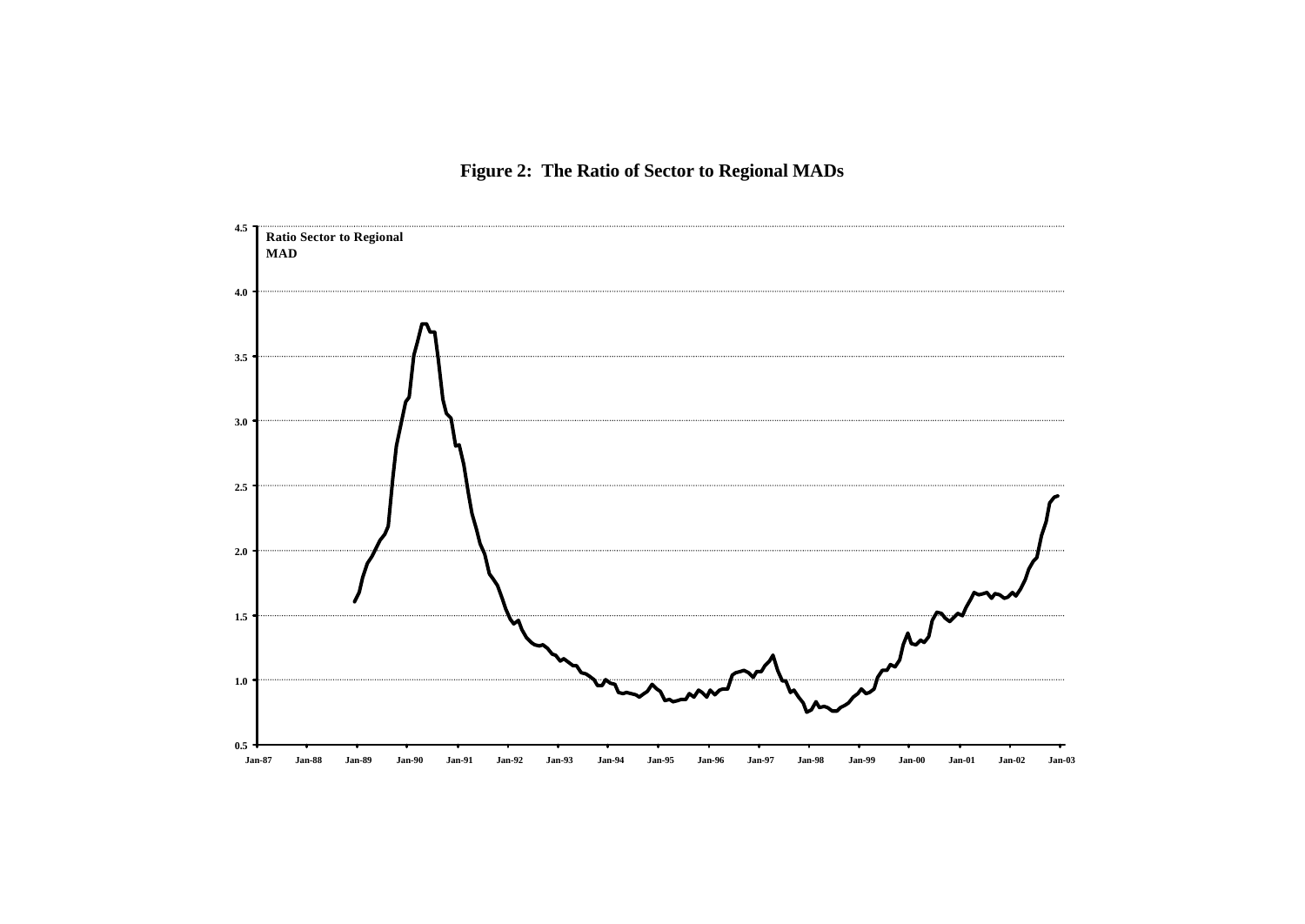**Figure 2: The Ratio of Sector to Regional MADs**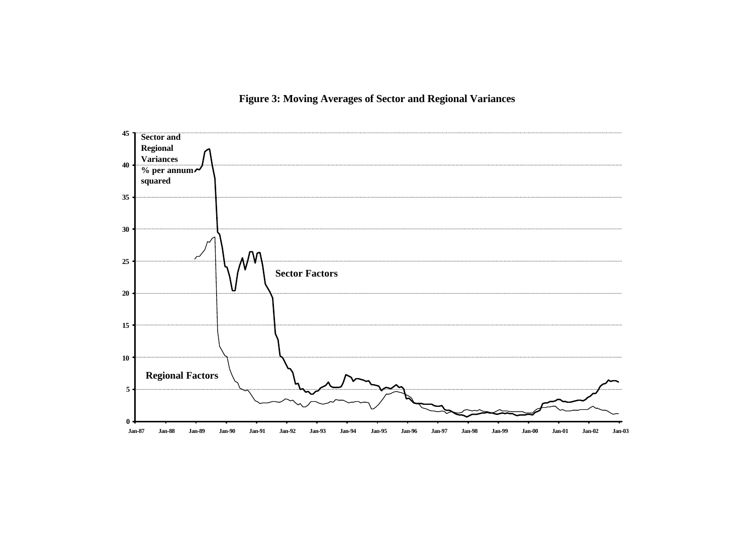**Figure 3: Moving Averages of Sector and Regional Variances**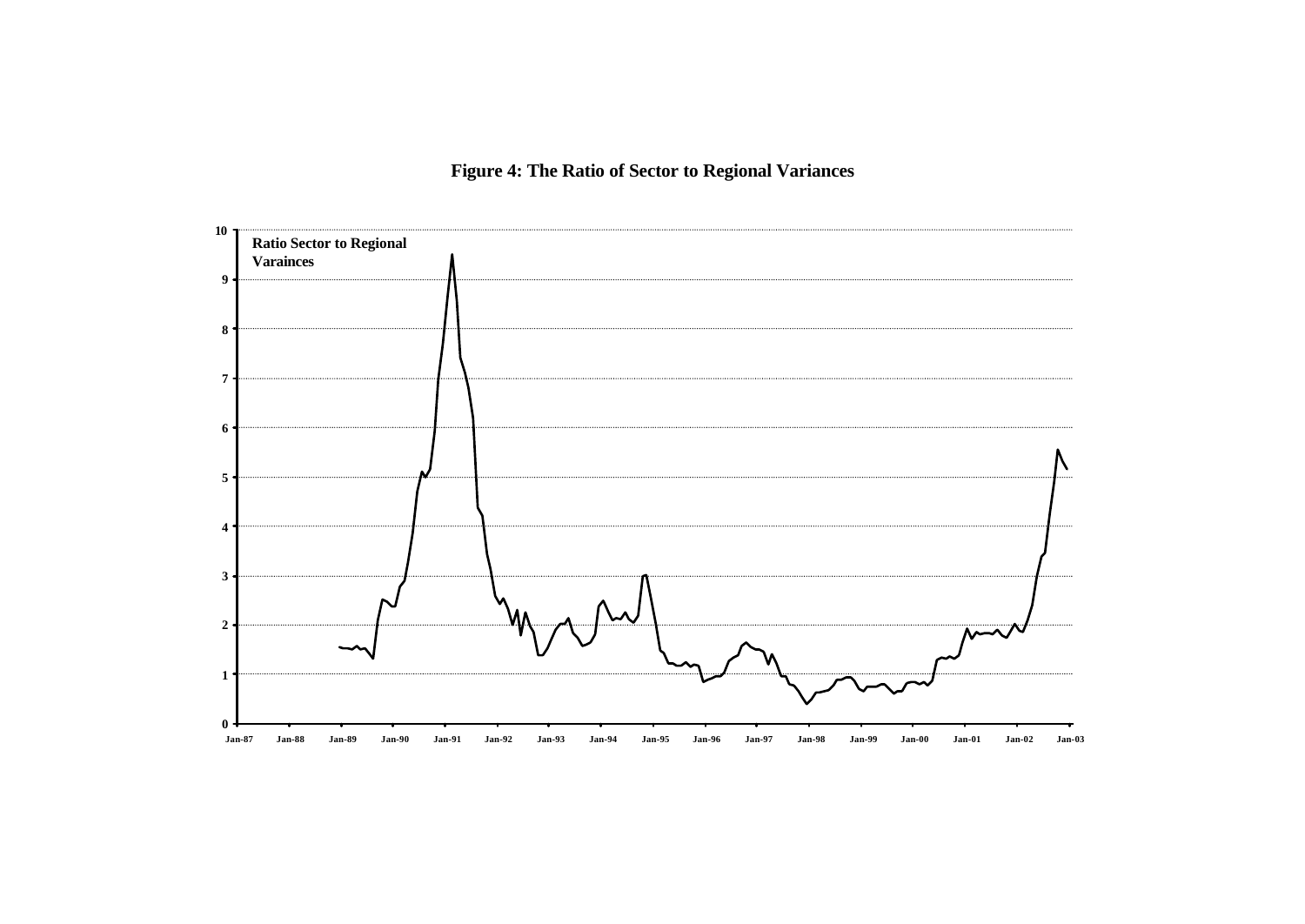**Figure 4: The Ratio of Sector to Regional Variances**

Ratio Sector to Regional Varainces

10
9
8
7
6
5
4
3
2
1
0

Jan-87 Jan-88 Jan-89 Jan-90 Jan-91 Jan-92 Jan-93 Jan-94 Jan-95 Jan-96 Jan-97 Jan-98 Jan-99 Jan-00 Jan-01 Jan-02 Jan-03